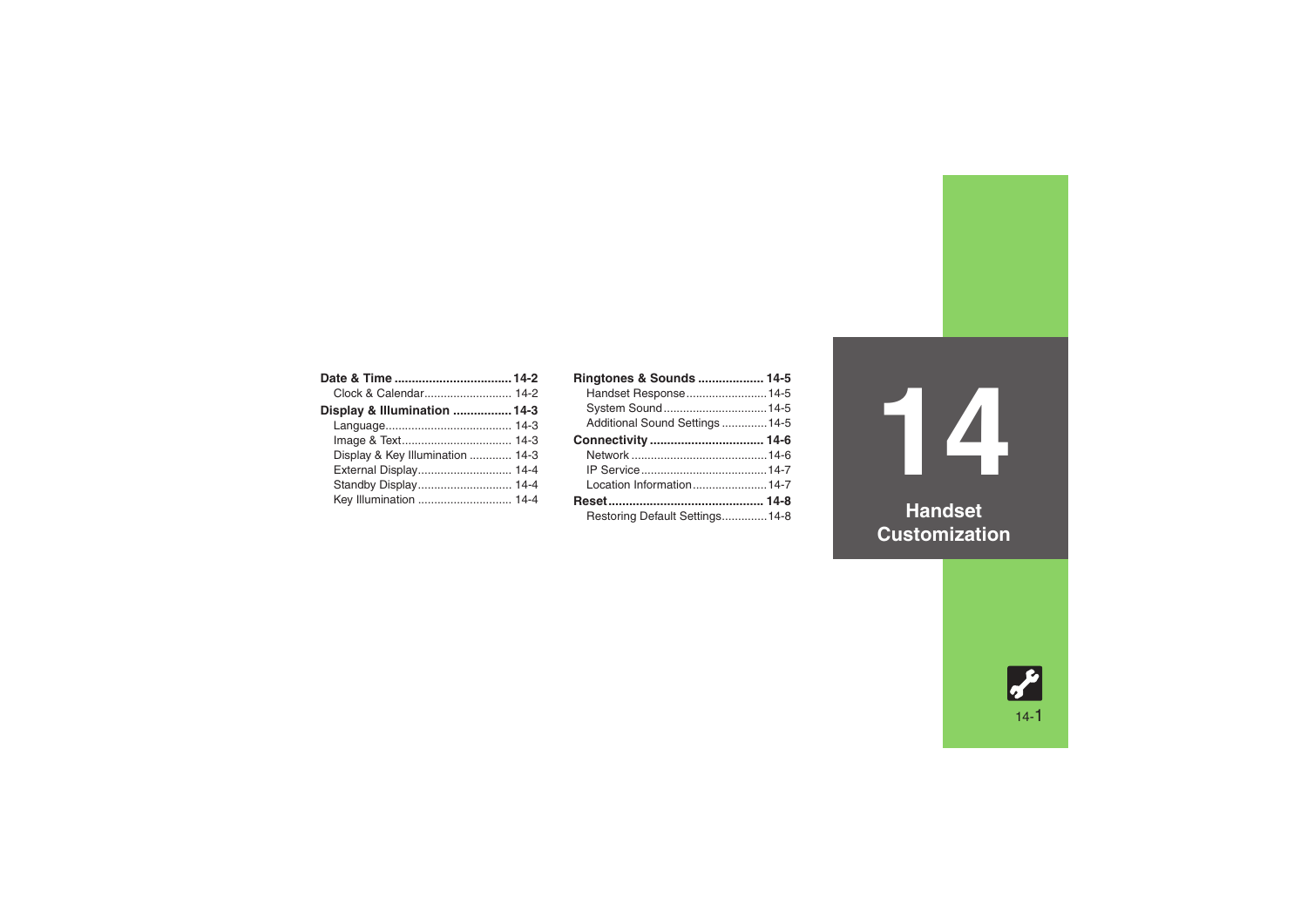# 14 Handset Customization

**Date & Time ................................. 14-2**
- Clock & Calendar .......................... 14-2

**Display & Illumination ................ 14-3**
- Language ...................................... 14-3
- Image & Text ................................. 14-3
- Display & Key Illumination ............ 14-3
- External Display ............................ 14-4
- Standby Display ............................ 14-4
- Key Illumination ............................ 14-4

**Ringtones & Sounds .................. 14-5**
- Handset Response ........................ 14-5
- System Sound ............................... 14-5
- Additional Sound Settings ............. 14-5

**Connectivity ................................ 14-6**
- Network ......................................... 14-6
- IP Service ...................................... 14-7
- Location Information ...................... 14-7

**Reset ............................................ 14-8**
- Restoring Default Settings ............. 14-8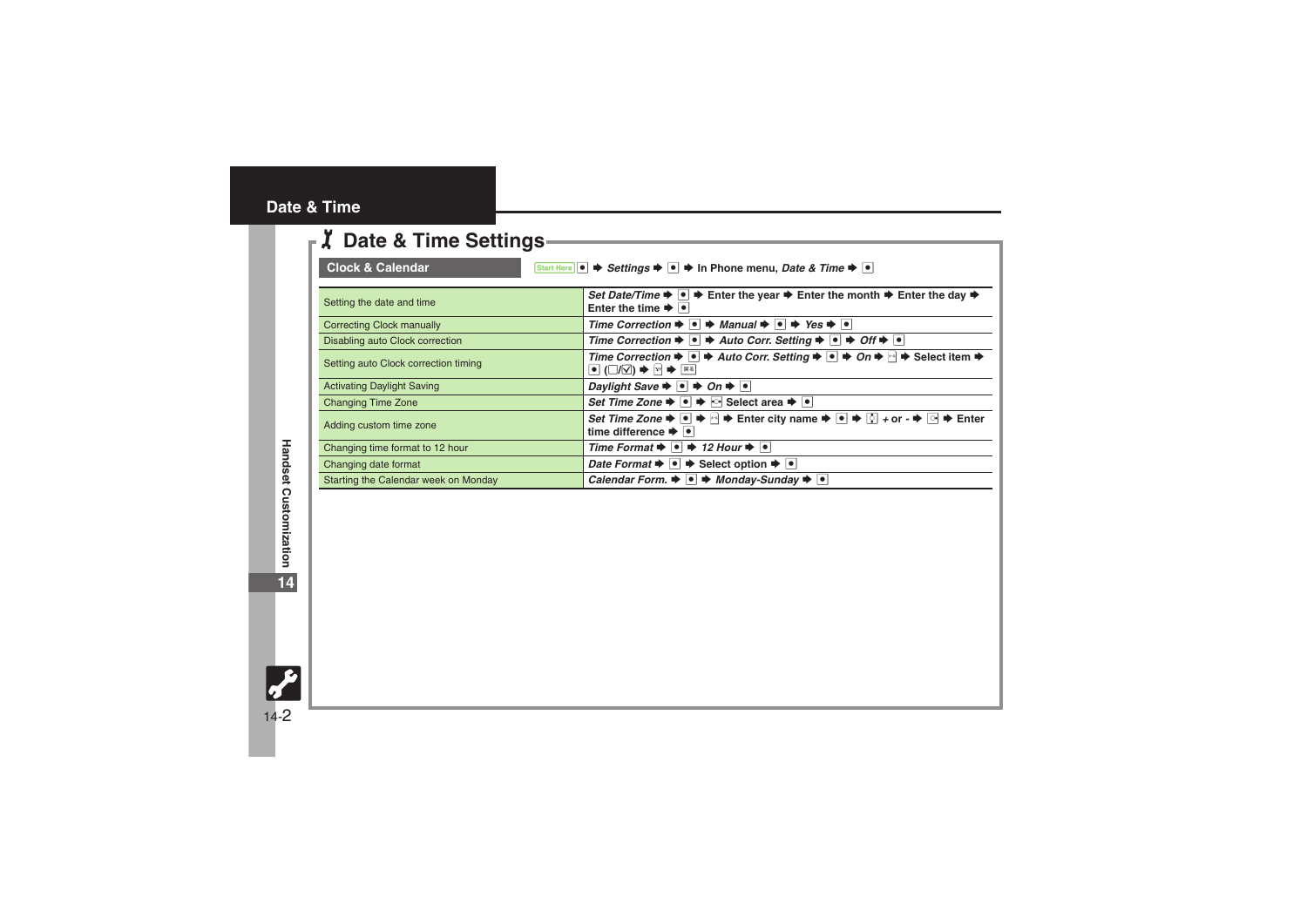# Date & Time

## Date & Time Settings

### Clock & Calendar

Start Here ● ➡ *Settings* ➡ ● ➡ In Phone menu, *Date & Time* ➡ ●

| | |
|---|---|
| Setting the date and time | *Set Date/Time* ➡ ● ➡ Enter the year ➡ Enter the month ➡ Enter the day ➡ Enter the time ➡ ● |
| Correcting Clock manually | *Time Correction* ➡ ● ➡ *Manual* ➡ ● ➡ *Yes* ➡ ● |
| Disabling auto Clock correction | *Time Correction* ➡ ● ➡ *Auto Corr. Setting* ➡ ● ➡ *Off* ➡ ● |
| Setting auto Clock correction timing | *Time Correction* ➡ ● ➡ *Auto Corr. Setting* ➡ ● ➡ *On* ➡ ✉ ➡ Select item ➡ ● (☐/☑) ➡ ✉ ➡ 戻る |
| Activating Daylight Saving | *Daylight Save* ➡ ● ➡ *On* ➡ ● |
| Changing Time Zone | *Set Time Zone* ➡ ● ➡ ◈ Select area ➡ ● |
| Adding custom time zone | *Set Time Zone* ➡ ● ➡ ✉ ➡ Enter city name ➡ ● ➡ ◈ + or - ➡ ◈ ➡ Enter time difference ➡ ● |
| Changing time format to 12 hour | *Time Format* ➡ ● ➡ *12 Hour* ➡ ● |
| Changing date format | *Date Format* ➡ ● ➡ Select option ➡ ● |
| Starting the Calendar week on Monday | *Calendar Form.* ➡ ● ➡ *Monday-Sunday* ➡ ● |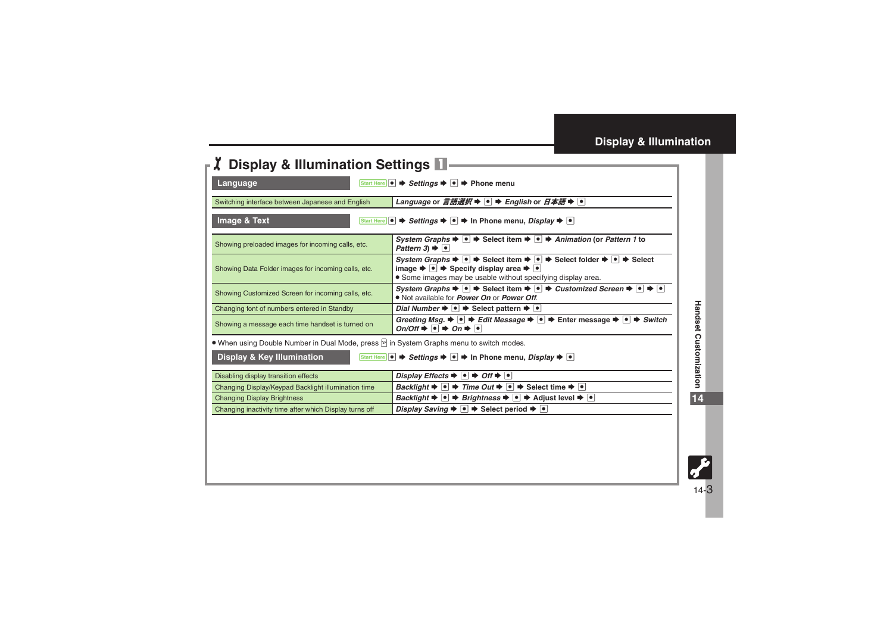# Display & Illumination Settings 1

## Language

Start Here ● ➡ *Settings* ➡ ● ➡ Phone menu

| | |
|---|---|
| Switching interface between Japanese and English | *Language* or *言語選択* ➡ ● ➡ *English* or *日本語* ➡ ● |

## Image & Text

Start Here ● ➡ *Settings* ➡ ● ➡ In Phone menu, *Display* ➡ ●

| | |
|---|---|
| Showing preloaded images for incoming calls, etc. | *System Graphs* ➡ ● ➡ Select item ➡ ● ➡ *Animation* (or *Pattern 1* to *Pattern 3*) ➡ ● |
| Showing Data Folder images for incoming calls, etc. | *System Graphs* ➡ ● ➡ Select item ➡ ● ➡ Select folder ➡ ● ➡ Select image ➡ ● ➡ Specify display area ➡ ● <br>● Some images may be usable without specifying display area. |
| Showing Customized Screen for incoming calls, etc. | *System Graphs* ➡ ● ➡ Select item ➡ ● ➡ *Customized Screen* ➡ ● ➡ ● <br>● Not available for *Power On* or *Power Off*. |
| Changing font of numbers entered in Standby | *Dial Number* ➡ ● ➡ Select pattern ➡ ● |
| Showing a message each time handset is turned on | *Greeting Msg.* ➡ ● ➡ *Edit Message* ➡ ● ➡ Enter message ➡ ● ➡ *Switch On/Off* ➡ ● ➡ *On* ➡ ● |

● When using Double Number in Dual Mode, press ☐ in System Graphs menu to switch modes.

## Display & Key Illumination

Start Here ● ➡ *Settings* ➡ ● ➡ In Phone menu, *Display* ➡ ●

| | |
|---|---|
| Disabling display transition effects | *Display Effects* ➡ ● ➡ *Off* ➡ ● |
| Changing Display/Keypad Backlight illumination time | *Backlight* ➡ ● ➡ *Time Out* ➡ ● ➡ Select time ➡ ● |
| Changing Display Brightness | *Backlight* ➡ ● ➡ *Brightness* ➡ ● ➡ Adjust level ➡ ● |
| Changing inactivity time after which Display turns off | *Display Saving* ➡ ● ➡ Select period ➡ ● |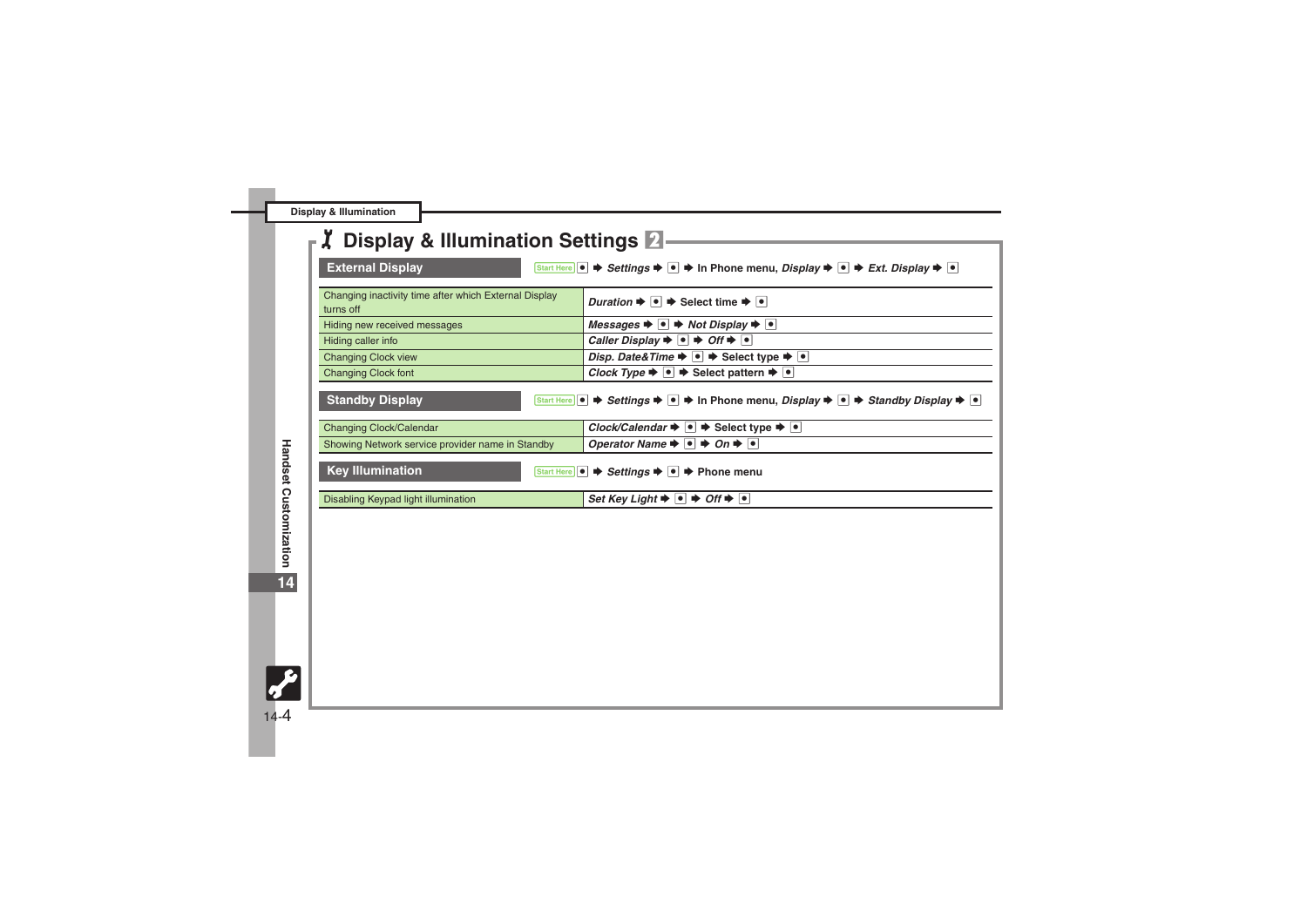# Display & Illumination Settings 2

## External Display

Start Here ● ➡ *Settings* ➡ ● ➡ In Phone menu, *Display* ➡ ● ➡ *Ext. Display* ➡ ●

| | |
|---|---|
| Changing inactivity time after which External Display turns off | *Duration* ➡ ● ➡ Select time ➡ ● |
| Hiding new received messages | *Messages* ➡ ● ➡ *Not Display* ➡ ● |
| Hiding caller info | *Caller Display* ➡ ● ➡ *Off* ➡ ● |
| Changing Clock view | *Disp. Date&Time* ➡ ● ➡ Select type ➡ ● |
| Changing Clock font | *Clock Type* ➡ ● ➡ Select pattern ➡ ● |

## Standby Display

Start Here ● ➡ *Settings* ➡ ● ➡ In Phone menu, *Display* ➡ ● ➡ *Standby Display* ➡ ●

| | |
|---|---|
| Changing Clock/Calendar | *Clock/Calendar* ➡ ● ➡ Select type ➡ ● |
| Showing Network service provider name in Standby | *Operator Name* ➡ ● ➡ *On* ➡ ● |

## Key Illumination

Start Here ● ➡ *Settings* ➡ ● ➡ Phone menu

| | |
|---|---|
| Disabling Keypad light illumination | *Set Key Light* ➡ ● ➡ *Off* ➡ ● |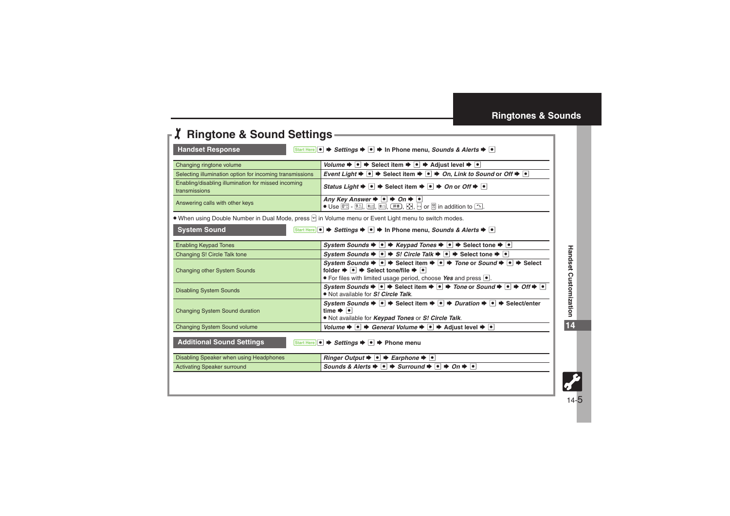# Ringtone & Sound Settings

## Handset Response

Start Here ● ➡ *Settings* ➡ ● ➡ In Phone menu, *Sounds & Alerts* ➡ ●

| | |
|---|---|
| Changing ringtone volume | *Volume* ➡ ● ➡ Select item ➡ ● ➡ Adjust level ➡ ● |
| Selecting illumination option for incoming transmissions | *Event Light* ➡ ● ➡ Select item ➡ ● ➡ *On*, *Link to Sound* or *Off* ➡ ● |
| Enabling/disabling illumination for missed incoming transmissions | *Status Light* ➡ ● ➡ Select item ➡ ● ➡ *On* or *Off* ➡ ● |
| Answering calls with other keys | *Any Key Answer* ➡ ● ➡ *On* ➡ ●<br>● Use 0 - 9, *, #, (絵文字), ◎, ✉ or ⎙ in addition to ↖. |

● When using Double Number in Dual Mode, press ✉ in Volume menu or Event Light menu to switch modes.

## System Sound

Start Here ● ➡ *Settings* ➡ ● ➡ In Phone menu, *Sounds & Alerts* ➡ ●

| | |
|---|---|
| Enabling Keypad Tones | *System Sounds* ➡ ● ➡ *Keypad Tones* ➡ ● ➡ Select tone ➡ ● |
| Changing S! Circle Talk tone | *System Sounds* ➡ ● ➡ *S! Circle Talk* ➡ ● ➡ Select tone ➡ ● |
| Changing other System Sounds | *System Sounds* ➡ ● ➡ Select item ➡ ● ➡ *Tone* or *Sound* ➡ ● ➡ Select folder ➡ ● ➡ Select tone/file ➡ ●<br>● For files with limited usage period, choose *Yes* and press ●. |
| Disabling System Sounds | *System Sounds* ➡ ● ➡ Select item ➡ ● ➡ *Tone* or *Sound* ➡ ● ➡ *Off* ➡ ●<br>● Not available for *S! Circle Talk*. |
| Changing System Sound duration | *System Sounds* ➡ ● ➡ Select item ➡ ● ➡ *Duration* ➡ ● ➡ Select/enter time ➡ ●<br>● Not available for *Keypad Tones* or *S! Circle Talk*. |
| Changing System Sound volume | *Volume* ➡ ● ➡ *General Volume* ➡ ● ➡ Adjust level ➡ ● |

## Additional Sound Settings

Start Here ● ➡ *Settings* ➡ ● ➡ Phone menu

| | |
|---|---|
| Disabling Speaker when using Headphones | *Ringer Output* ➡ ● ➡ *Earphone* ➡ ● |
| Activating Speaker surround | *Sounds & Alerts* ➡ ● ➡ *Surround* ➡ ● ➡ *On* ➡ ● |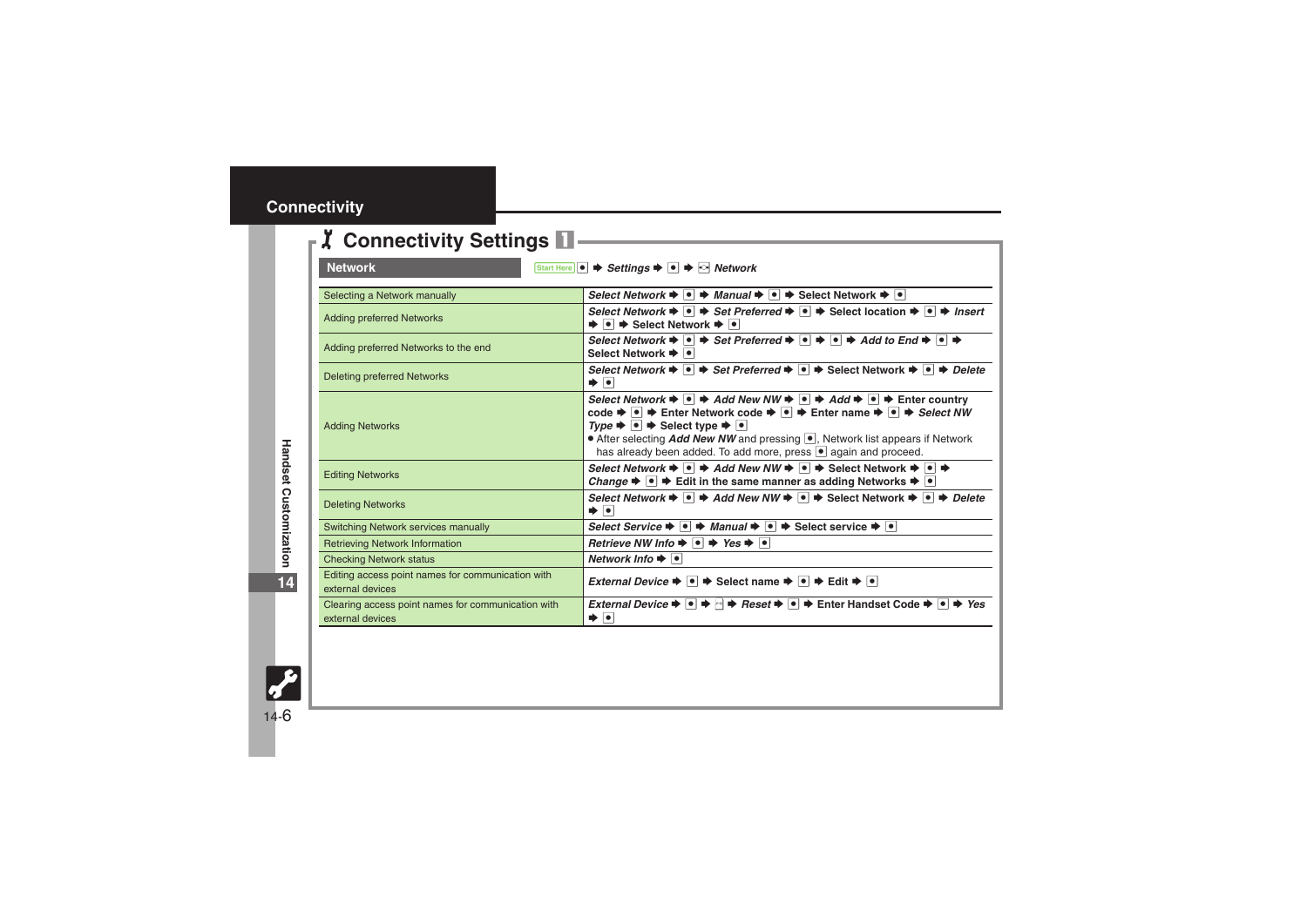# Connectivity

## Connectivity Settings 1

**Network** Start Here ● ➡ *Settings* ➡ ● ➡ *Network*

| | |
|---|---|
| Selecting a Network manually | *Select Network* ➡ ● ➡ *Manual* ➡ ● ➡ Select Network ➡ ● |
| Adding preferred Networks | *Select Network* ➡ ● ➡ *Set Preferred* ➡ ● ➡ Select location ➡ ● ➡ *Insert* ➡ ● ➡ Select Network ➡ ● |
| Adding preferred Networks to the end | *Select Network* ➡ ● ➡ *Set Preferred* ➡ ● ➡ ● ➡ *Add to End* ➡ ● ➡ Select Network ➡ ● |
| Deleting preferred Networks | *Select Network* ➡ ● ➡ *Set Preferred* ➡ ● ➡ Select Network ➡ ● ➡ *Delete* ➡ ● |
| Adding Networks | *Select Network* ➡ ● ➡ *Add New NW* ➡ ● ➡ *Add* ➡ ● ➡ Enter country code ➡ ● ➡ Enter Network code ➡ ● ➡ Enter name ➡ ● ➡ *Select NW Type* ➡ ● ➡ Select type ➡ ● <br>● After selecting *Add New NW* and pressing ●, Network list appears if Network has already been added. To add more, press ● again and proceed. |
| Editing Networks | *Select Network* ➡ ● ➡ *Add New NW* ➡ ● ➡ Select Network ➡ ● ➡ *Change* ➡ ● ➡ Edit in the same manner as adding Networks ➡ ● |
| Deleting Networks | *Select Network* ➡ ● ➡ *Add New NW* ➡ ● ➡ Select Network ➡ ● ➡ *Delete* ➡ ● |
| Switching Network services manually | *Select Service* ➡ ● ➡ *Manual* ➡ ● ➡ Select service ➡ ● |
| Retrieving Network Information | *Retrieve NW Info* ➡ ● ➡ *Yes* ➡ ● |
| Checking Network status | *Network Info* ➡ ● |
| Editing access point names for communication with external devices | *External Device* ➡ ● ➡ Select name ➡ ● ➡ Edit ➡ ● |
| Clearing access point names for communication with external devices | *External Device* ➡ ● ➡ ✉ ➡ *Reset* ➡ ● ➡ Enter Handset Code ➡ ● ➡ *Yes* ➡ ● |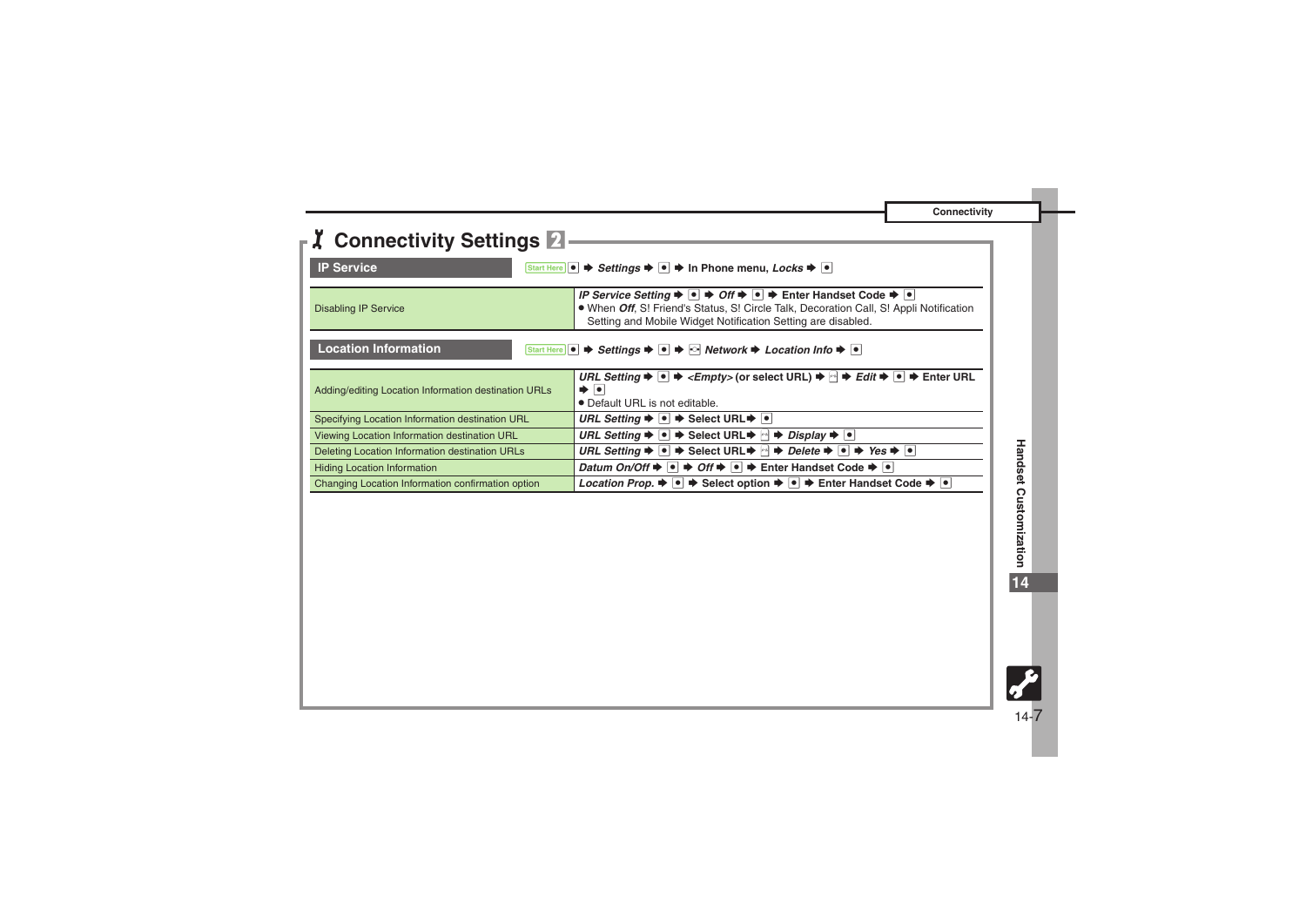# Connectivity Settings 2

## IP Service

Start Here ● ➡ *Settings* ➡ ● ➡ In Phone menu, *Locks* ➡ ●

| | |
|---|---|
| Disabling IP Service | *IP Service Setting* ➡ ● ➡ *Off* ➡ ● ➡ Enter Handset Code ➡ ● <br>● When *Off*, S! Friend's Status, S! Circle Talk, Decoration Call, S! Appli Notification Setting and Mobile Widget Notification Setting are disabled. |

## Location Information

Start Here ● ➡ *Settings* ➡ ● ➡ ◈ *Network* ➡ *Location Info* ➡ ●

| | |
|---|---|
| Adding/editing Location Information destination URLs | *URL Setting* ➡ ● ➡ *<Empty>* (or select URL) ➡ ✉ ➡ *Edit* ➡ ● ➡ Enter URL ➡ ● <br>● Default URL is not editable. |
| Specifying Location Information destination URL | *URL Setting* ➡ ● ➡ Select URL ➡ ● |
| Viewing Location Information destination URL | *URL Setting* ➡ ● ➡ Select URL ➡ ✉ ➡ *Display* ➡ ● |
| Deleting Location Information destination URLs | *URL Setting* ➡ ● ➡ Select URL ➡ ✉ ➡ *Delete* ➡ ● ➡ *Yes* ➡ ● |
| Hiding Location Information | *Datum On/Off* ➡ ● ➡ *Off* ➡ ● ➡ Enter Handset Code ➡ ● |
| Changing Location Information confirmation option | *Location Prop.* ➡ ● ➡ Select option ➡ ● ➡ Enter Handset Code ➡ ● |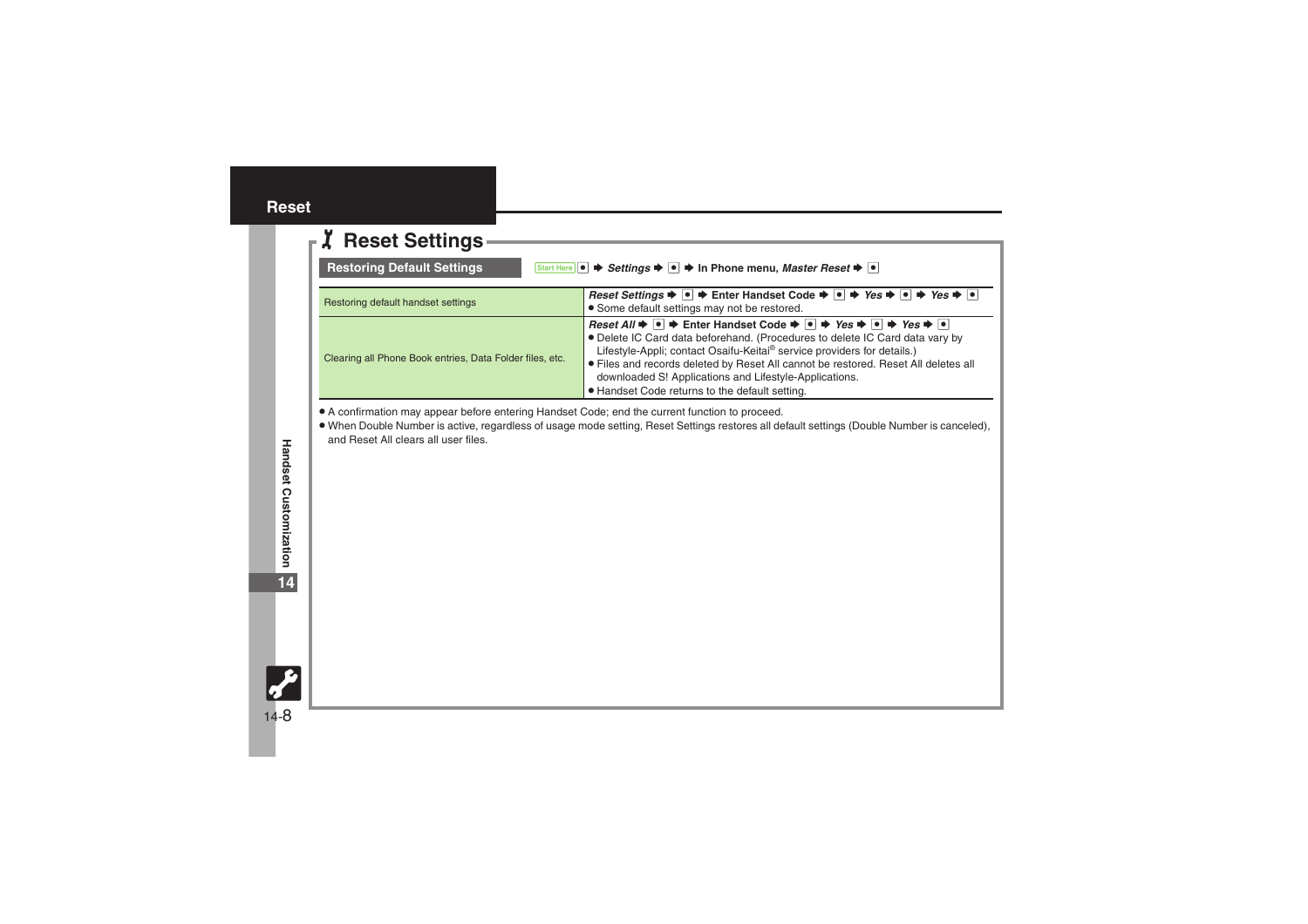# Reset

## Reset Settings

**Restoring Default Settings** Start Here ● ➡ *Settings* ➡ ● ➡ In Phone menu, *Master Reset* ➡ ●

| | |
|---|---|
| Restoring default handset settings | *Reset Settings* ➡ ● ➡ Enter Handset Code ➡ ● ➡ *Yes* ➡ ● ➡ *Yes* ➡ ●<br>● Some default settings may not be restored. |
| Clearing all Phone Book entries, Data Folder files, etc. | *Reset All* ➡ ● ➡ Enter Handset Code ➡ ● ➡ *Yes* ➡ ● ➡ *Yes* ➡ ●<br>● Delete IC Card data beforehand. (Procedures to delete IC Card data vary by Lifestyle-Appli; contact Osaifu-Keitai® service providers for details.)<br>● Files and records deleted by Reset All cannot be restored. Reset All deletes all downloaded S! Applications and Lifestyle-Applications.<br>● Handset Code returns to the default setting. |

- A confirmation may appear before entering Handset Code; end the current function to proceed.
- When Double Number is active, regardless of usage mode setting, Reset Settings restores all default settings (Double Number is canceled), and Reset All clears all user files.